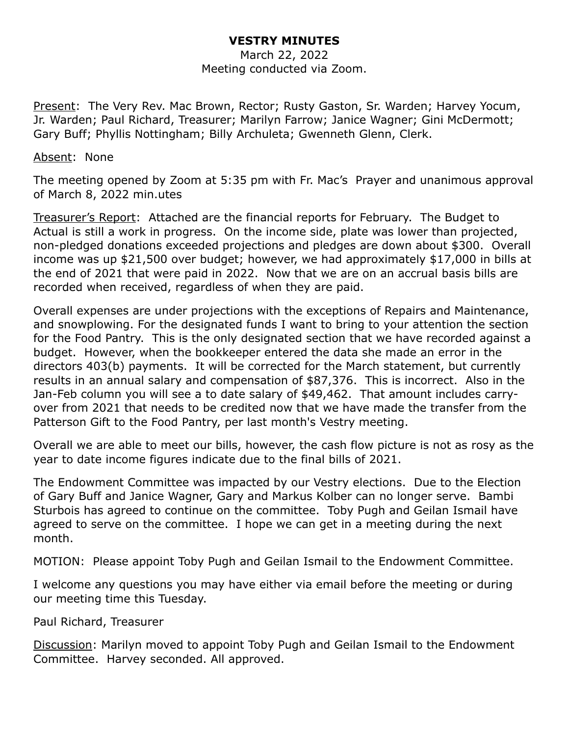# VESTRY MINUTES

March 22, 2022
Meeting conducted via Zoom.

Present: The Very Rev. Mac Brown, Rector; Rusty Gaston, Sr. Warden; Harvey Yocum, Jr. Warden; Paul Richard, Treasurer; Marilyn Farrow; Janice Wagner; Gini McDermott; Gary Buff; Phyllis Nottingham; Billy Archuleta; Gwenneth Glenn, Clerk.

Absent: None

The meeting opened by Zoom at 5:35 pm with Fr. Mac's Prayer and unanimous approval of March 8, 2022 min.utes

Treasurer's Report: Attached are the financial reports for February. The Budget to Actual is still a work in progress. On the income side, plate was lower than projected, non-pledged donations exceeded projections and pledges are down about $300. Overall income was up $21,500 over budget; however, we had approximately $17,000 in bills at the end of 2021 that were paid in 2022. Now that we are on an accrual basis bills are recorded when received, regardless of when they are paid.

Overall expenses are under projections with the exceptions of Repairs and Maintenance, and snowplowing. For the designated funds I want to bring to your attention the section for the Food Pantry. This is the only designated section that we have recorded against a budget. However, when the bookkeeper entered the data she made an error in the directors 403(b) payments. It will be corrected for the March statement, but currently results in an annual salary and compensation of $87,376. This is incorrect. Also in the Jan-Feb column you will see a to date salary of $49,462. That amount includes carry-over from 2021 that needs to be credited now that we have made the transfer from the Patterson Gift to the Food Pantry, per last month's Vestry meeting.

Overall we are able to meet our bills, however, the cash flow picture is not as rosy as the year to date income figures indicate due to the final bills of 2021.

The Endowment Committee was impacted by our Vestry elections. Due to the Election of Gary Buff and Janice Wagner, Gary and Markus Kolber can no longer serve. Bambi Sturbois has agreed to continue on the committee. Toby Pugh and Geilan Ismail have agreed to serve on the committee. I hope we can get in a meeting during the next month.

MOTION: Please appoint Toby Pugh and Geilan Ismail to the Endowment Committee.

I welcome any questions you may have either via email before the meeting or during our meeting time this Tuesday.

Paul Richard, Treasurer

Discussion: Marilyn moved to appoint Toby Pugh and Geilan Ismail to the Endowment Committee. Harvey seconded. All approved.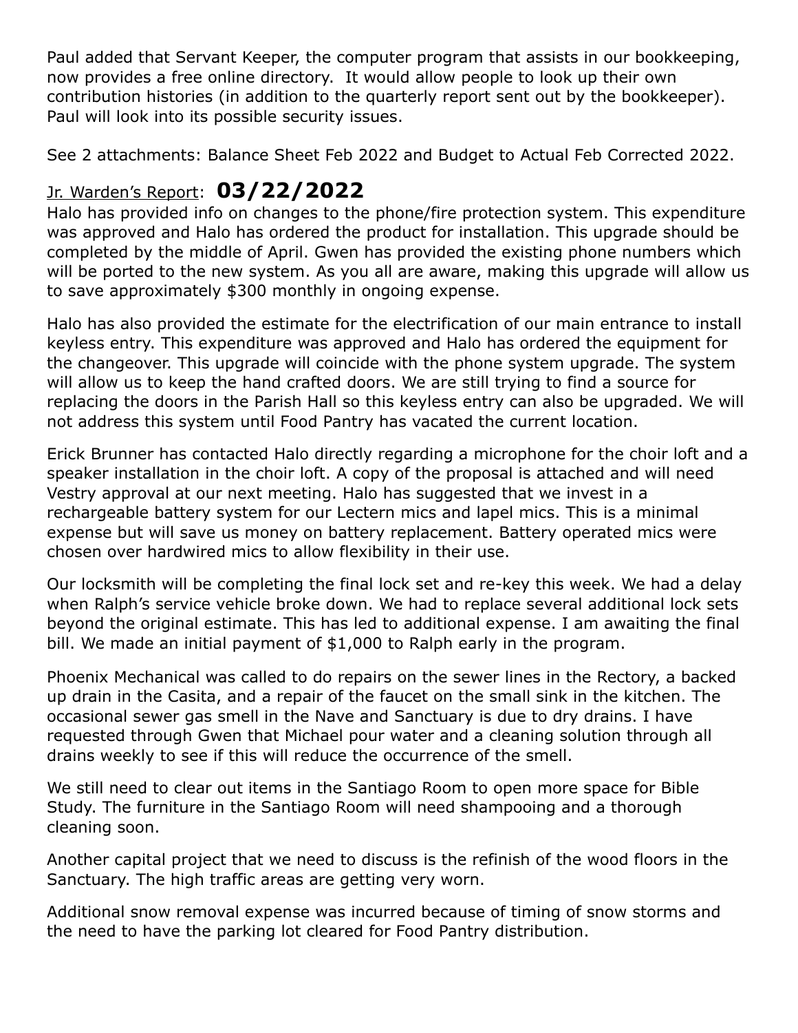Paul added that Servant Keeper, the computer program that assists in our bookkeeping, now provides a free online directory. It would allow people to look up their own contribution histories (in addition to the quarterly report sent out by the bookkeeper). Paul will look into its possible security issues.

See 2 attachments: Balance Sheet Feb 2022 and Budget to Actual Feb Corrected 2022.

## Jr. Warden's Report: **03/22/2022**

Halo has provided info on changes to the phone/fire protection system. This expenditure was approved and Halo has ordered the product for installation. This upgrade should be completed by the middle of April. Gwen has provided the existing phone numbers which will be ported to the new system. As you all are aware, making this upgrade will allow us to save approximately $300 monthly in ongoing expense.

Halo has also provided the estimate for the electrification of our main entrance to install keyless entry. This expenditure was approved and Halo has ordered the equipment for the changeover. This upgrade will coincide with the phone system upgrade. The system will allow us to keep the hand crafted doors. We are still trying to find a source for replacing the doors in the Parish Hall so this keyless entry can also be upgraded. We will not address this system until Food Pantry has vacated the current location.

Erick Brunner has contacted Halo directly regarding a microphone for the choir loft and a speaker installation in the choir loft. A copy of the proposal is attached and will need Vestry approval at our next meeting. Halo has suggested that we invest in a rechargeable battery system for our Lectern mics and lapel mics. This is a minimal expense but will save us money on battery replacement. Battery operated mics were chosen over hardwired mics to allow flexibility in their use.

Our locksmith will be completing the final lock set and re-key this week. We had a delay when Ralph's service vehicle broke down. We had to replace several additional lock sets beyond the original estimate. This has led to additional expense. I am awaiting the final bill. We made an initial payment of $1,000 to Ralph early in the program.

Phoenix Mechanical was called to do repairs on the sewer lines in the Rectory, a backed up drain in the Casita, and a repair of the faucet on the small sink in the kitchen. The occasional sewer gas smell in the Nave and Sanctuary is due to dry drains. I have requested through Gwen that Michael pour water and a cleaning solution through all drains weekly to see if this will reduce the occurrence of the smell.

We still need to clear out items in the Santiago Room to open more space for Bible Study. The furniture in the Santiago Room will need shampooing and a thorough cleaning soon.

Another capital project that we need to discuss is the refinish of the wood floors in the Sanctuary. The high traffic areas are getting very worn.

Additional snow removal expense was incurred because of timing of snow storms and the need to have the parking lot cleared for Food Pantry distribution.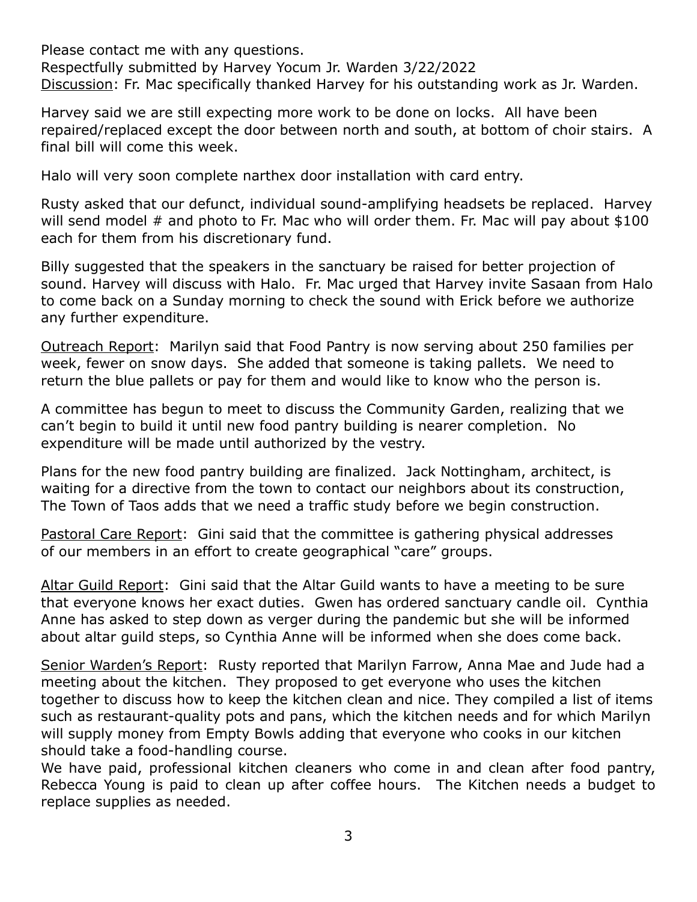Please contact me with any questions.
Respectfully submitted by Harvey Yocum Jr. Warden 3/22/2022
<u>Discussion</u>: Fr. Mac specifically thanked Harvey for his outstanding work as Jr. Warden.

Harvey said we are still expecting more work to be done on locks. All have been repaired/replaced except the door between north and south, at bottom of choir stairs. A final bill will come this week.

Halo will very soon complete narthex door installation with card entry.

Rusty asked that our defunct, individual sound-amplifying headsets be replaced. Harvey will send model # and photo to Fr. Mac who will order them. Fr. Mac will pay about $100 each for them from his discretionary fund.

Billy suggested that the speakers in the sanctuary be raised for better projection of sound. Harvey will discuss with Halo. Fr. Mac urged that Harvey invite Sasaan from Halo to come back on a Sunday morning to check the sound with Erick before we authorize any further expenditure.

<u>Outreach Report</u>: Marilyn said that Food Pantry is now serving about 250 families per week, fewer on snow days. She added that someone is taking pallets. We need to return the blue pallets or pay for them and would like to know who the person is.

A committee has begun to meet to discuss the Community Garden, realizing that we can't begin to build it until new food pantry building is nearer completion. No expenditure will be made until authorized by the vestry.

Plans for the new food pantry building are finalized. Jack Nottingham, architect, is waiting for a directive from the town to contact our neighbors about its construction, The Town of Taos adds that we need a traffic study before we begin construction.

<u>Pastoral Care Report</u>: Gini said that the committee is gathering physical addresses of our members in an effort to create geographical "care" groups.

<u>Altar Guild Report</u>: Gini said that the Altar Guild wants to have a meeting to be sure that everyone knows her exact duties. Gwen has ordered sanctuary candle oil. Cynthia Anne has asked to step down as verger during the pandemic but she will be informed about altar guild steps, so Cynthia Anne will be informed when she does come back.

<u>Senior Warden's Report</u>: Rusty reported that Marilyn Farrow, Anna Mae and Jude had a meeting about the kitchen. They proposed to get everyone who uses the kitchen together to discuss how to keep the kitchen clean and nice. They compiled a list of items such as restaurant-quality pots and pans, which the kitchen needs and for which Marilyn will supply money from Empty Bowls adding that everyone who cooks in our kitchen should take a food-handling course.
We have paid, professional kitchen cleaners who come in and clean after food pantry, Rebecca Young is paid to clean up after coffee hours. The Kitchen needs a budget to replace supplies as needed.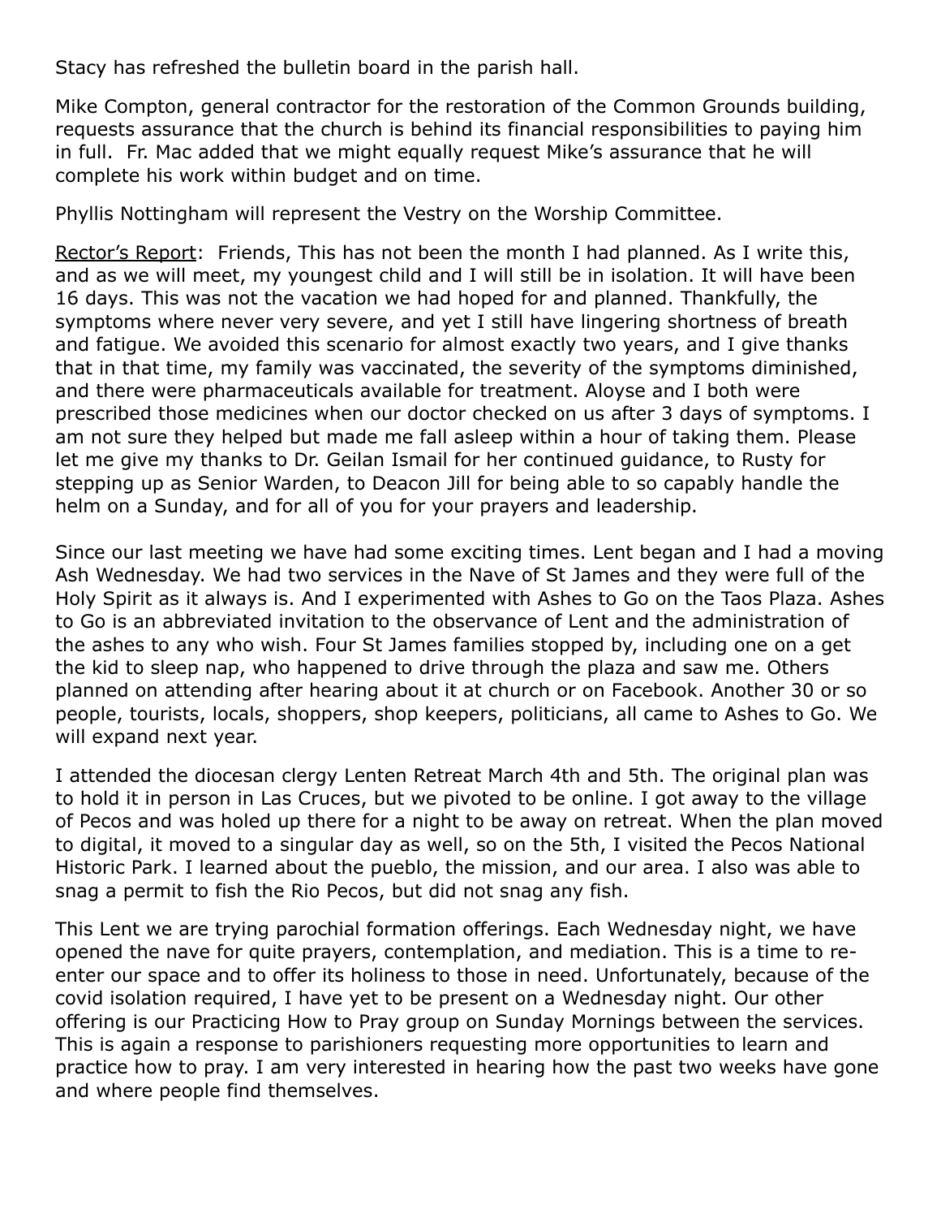Stacy has refreshed the bulletin board in the parish hall.

Mike Compton, general contractor for the restoration of the Common Grounds building, requests assurance that the church is behind its financial responsibilities to paying him in full. Fr. Mac added that we might equally request Mike's assurance that he will complete his work within budget and on time.

Phyllis Nottingham will represent the Vestry on the Worship Committee.

Rector's Report: Friends, This has not been the month I had planned. As I write this, and as we will meet, my youngest child and I will still be in isolation. It will have been 16 days. This was not the vacation we had hoped for and planned. Thankfully, the symptoms where never very severe, and yet I still have lingering shortness of breath and fatigue. We avoided this scenario for almost exactly two years, and I give thanks that in that time, my family was vaccinated, the severity of the symptoms diminished, and there were pharmaceuticals available for treatment. Aloyse and I both were prescribed those medicines when our doctor checked on us after 3 days of symptoms. I am not sure they helped but made me fall asleep within a hour of taking them. Please let me give my thanks to Dr. Geilan Ismail for her continued guidance, to Rusty for stepping up as Senior Warden, to Deacon Jill for being able to so capably handle the helm on a Sunday, and for all of you for your prayers and leadership.

Since our last meeting we have had some exciting times. Lent began and I had a moving Ash Wednesday. We had two services in the Nave of St James and they were full of the Holy Spirit as it always is. And I experimented with Ashes to Go on the Taos Plaza. Ashes to Go is an abbreviated invitation to the observance of Lent and the administration of the ashes to any who wish. Four St James families stopped by, including one on a get the kid to sleep nap, who happened to drive through the plaza and saw me. Others planned on attending after hearing about it at church or on Facebook. Another 30 or so people, tourists, locals, shoppers, shop keepers, politicians, all came to Ashes to Go. We will expand next year.

I attended the diocesan clergy Lenten Retreat March 4th and 5th. The original plan was to hold it in person in Las Cruces, but we pivoted to be online. I got away to the village of Pecos and was holed up there for a night to be away on retreat. When the plan moved to digital, it moved to a singular day as well, so on the 5th, I visited the Pecos National Historic Park. I learned about the pueblo, the mission, and our area. I also was able to snag a permit to fish the Rio Pecos, but did not snag any fish.

This Lent we are trying parochial formation offerings. Each Wednesday night, we have opened the nave for quite prayers, contemplation, and mediation. This is a time to re-enter our space and to offer its holiness to those in need. Unfortunately, because of the covid isolation required, I have yet to be present on a Wednesday night. Our other offering is our Practicing How to Pray group on Sunday Mornings between the services. This is again a response to parishioners requesting more opportunities to learn and practice how to pray. I am very interested in hearing how the past two weeks have gone and where people find themselves.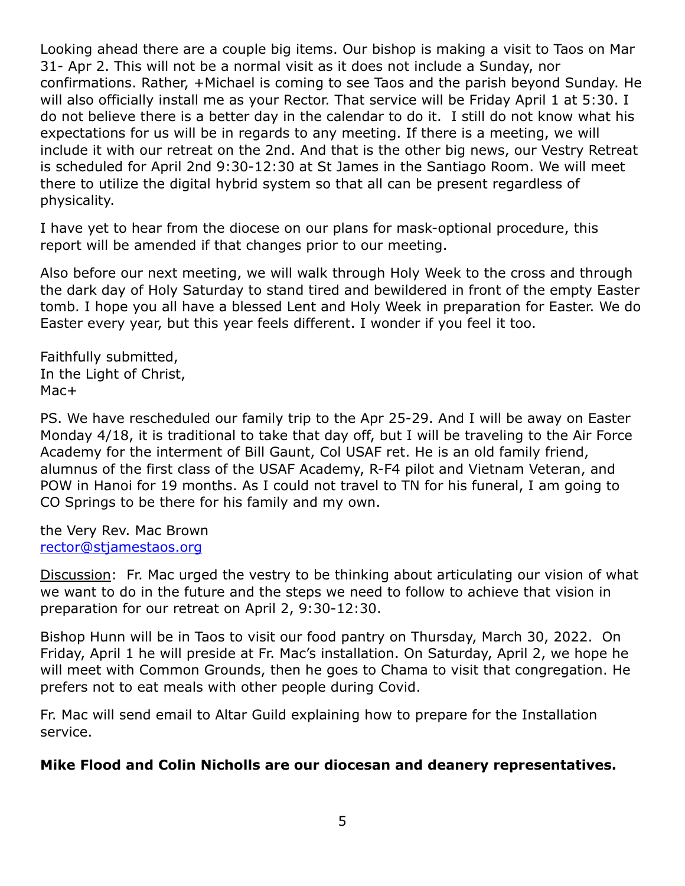Looking ahead there are a couple big items. Our bishop is making a visit to Taos on Mar 31- Apr 2. This will not be a normal visit as it does not include a Sunday, nor confirmations. Rather, +Michael is coming to see Taos and the parish beyond Sunday. He will also officially install me as your Rector. That service will be Friday April 1 at 5:30. I do not believe there is a better day in the calendar to do it. I still do not know what his expectations for us will be in regards to any meeting. If there is a meeting, we will include it with our retreat on the 2nd. And that is the other big news, our Vestry Retreat is scheduled for April 2nd 9:30-12:30 at St James in the Santiago Room. We will meet there to utilize the digital hybrid system so that all can be present regardless of physicality.

I have yet to hear from the diocese on our plans for mask-optional procedure, this report will be amended if that changes prior to our meeting.

Also before our next meeting, we will walk through Holy Week to the cross and through the dark day of Holy Saturday to stand tired and bewildered in front of the empty Easter tomb. I hope you all have a blessed Lent and Holy Week in preparation for Easter. We do Easter every year, but this year feels different. I wonder if you feel it too.

Faithfully submitted,  
In the Light of Christ,  
Mac+

PS. We have rescheduled our family trip to the Apr 25-29. And I will be away on Easter Monday 4/18, it is traditional to take that day off, but I will be traveling to the Air Force Academy for the interment of Bill Gaunt, Col USAF ret. He is an old family friend, alumnus of the first class of the USAF Academy, R-F4 pilot and Vietnam Veteran, and POW in Hanoi for 19 months. As I could not travel to TN for his funeral, I am going to CO Springs to be there for his family and my own.

the Very Rev. Mac Brown  
rector@stjamestaos.org

Discussion: Fr. Mac urged the vestry to be thinking about articulating our vision of what we want to do in the future and the steps we need to follow to achieve that vision in preparation for our retreat on April 2, 9:30-12:30.

Bishop Hunn will be in Taos to visit our food pantry on Thursday, March 30, 2022. On Friday, April 1 he will preside at Fr. Mac's installation. On Saturday, April 2, we hope he will meet with Common Grounds, then he goes to Chama to visit that congregation. He prefers not to eat meals with other people during Covid.

Fr. Mac will send email to Altar Guild explaining how to prepare for the Installation service.

**Mike Flood and Colin Nicholls are our diocesan and deanery representatives.**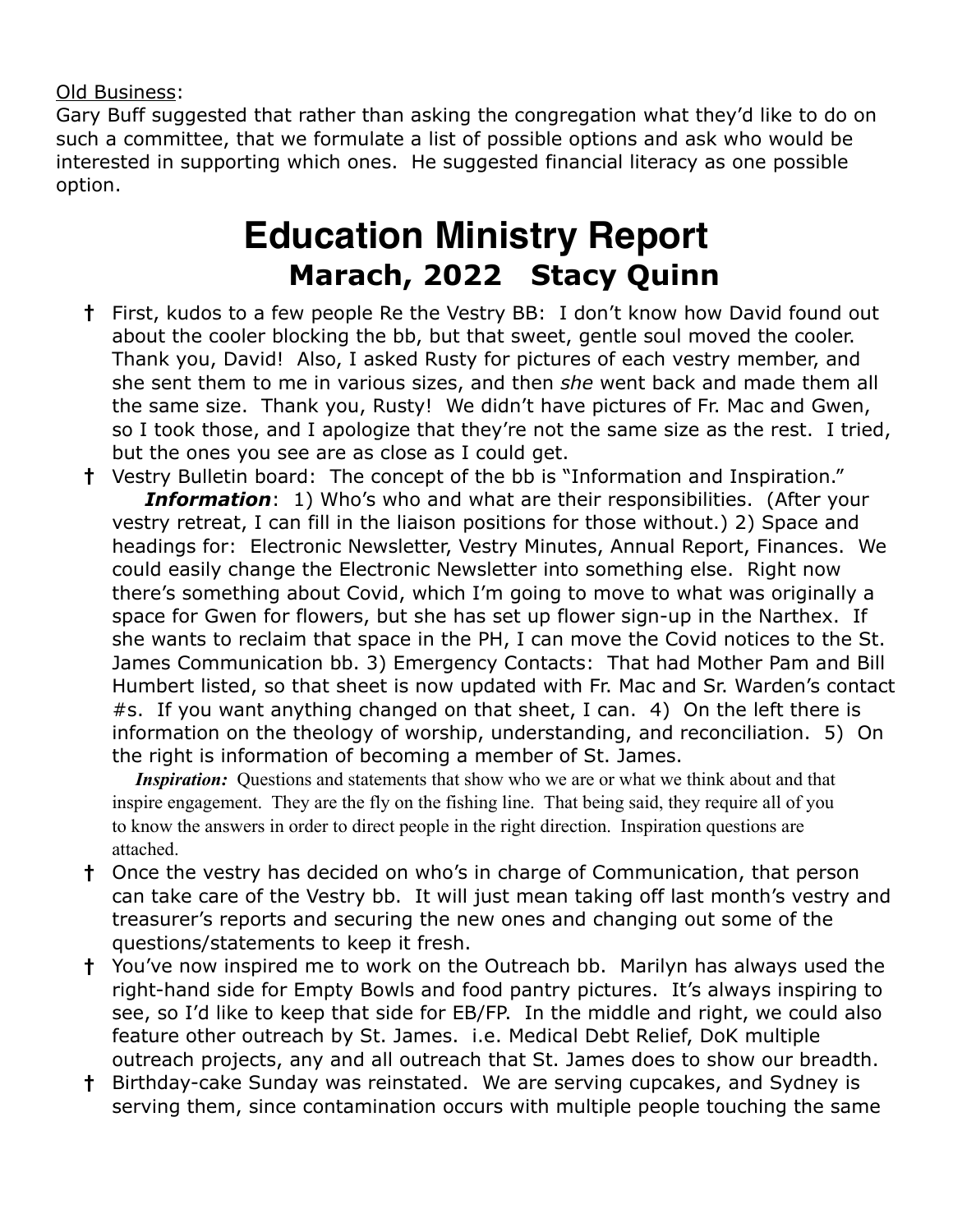Old Business:
Gary Buff suggested that rather than asking the congregation what they'd like to do on such a committee, that we formulate a list of possible options and ask who would be interested in supporting which ones. He suggested financial literacy as one possible option.

# Education Ministry Report

## Marach, 2022 Stacy Quinn

- † First, kudos to a few people Re the Vestry BB: I don't know how David found out about the cooler blocking the bb, but that sweet, gentle soul moved the cooler. Thank you, David! Also, I asked Rusty for pictures of each vestry member, and she sent them to me in various sizes, and then *she* went back and made them all the same size. Thank you, Rusty! We didn't have pictures of Fr. Mac and Gwen, so I took those, and I apologize that they're not the same size as the rest. I tried, but the ones you see are as close as I could get.
- † Vestry Bulletin board: The concept of the bb is "Information and Inspiration."
  ***Information***: 1) Who's who and what are their responsibilities. (After your vestry retreat, I can fill in the liaison positions for those without.) 2) Space and headings for: Electronic Newsletter, Vestry Minutes, Annual Report, Finances. We could easily change the Electronic Newsletter into something else. Right now there's something about Covid, which I'm going to move to what was originally a space for Gwen for flowers, but she has set up flower sign-up in the Narthex. If she wants to reclaim that space in the PH, I can move the Covid notices to the St. James Communication bb. 3) Emergency Contacts: That had Mother Pam and Bill Humbert listed, so that sheet is now updated with Fr. Mac and Sr. Warden's contact #s. If you want anything changed on that sheet, I can. 4) On the left there is information on the theology of worship, understanding, and reconciliation. 5) On the right is information of becoming a member of St. James.
  ***Inspiration:*** Questions and statements that show who we are or what we think about and that inspire engagement. They are the fly on the fishing line. That being said, they require all of you to know the answers in order to direct people in the right direction. Inspiration questions are attached.
- † Once the vestry has decided on who's in charge of Communication, that person can take care of the Vestry bb. It will just mean taking off last month's vestry and treasurer's reports and securing the new ones and changing out some of the questions/statements to keep it fresh.
- † You've now inspired me to work on the Outreach bb. Marilyn has always used the right-hand side for Empty Bowls and food pantry pictures. It's always inspiring to see, so I'd like to keep that side for EB/FP. In the middle and right, we could also feature other outreach by St. James. i.e. Medical Debt Relief, DoK multiple outreach projects, any and all outreach that St. James does to show our breadth.
- † Birthday-cake Sunday was reinstated. We are serving cupcakes, and Sydney is serving them, since contamination occurs with multiple people touching the same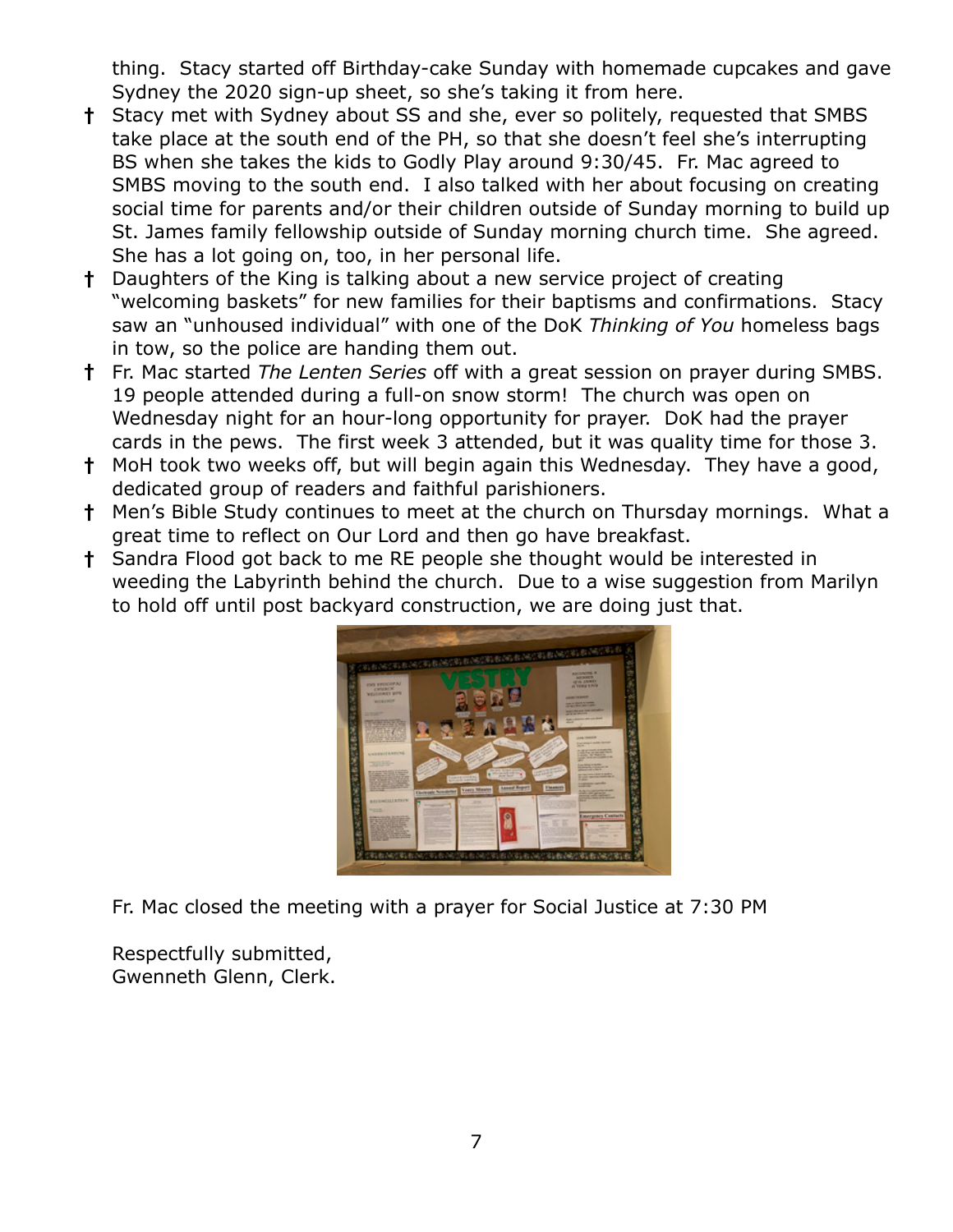thing. Stacy started off Birthday-cake Sunday with homemade cupcakes and gave Sydney the 2020 sign-up sheet, so she's taking it from here.

- Stacy met with Sydney about SS and she, ever so politely, requested that SMBS take place at the south end of the PH, so that she doesn't feel she's interrupting BS when she takes the kids to Godly Play around 9:30/45. Fr. Mac agreed to SMBS moving to the south end. I also talked with her about focusing on creating social time for parents and/or their children outside of Sunday morning to build up St. James family fellowship outside of Sunday morning church time. She agreed. She has a lot going on, too, in her personal life.
- Daughters of the King is talking about a new service project of creating "welcoming baskets" for new families for their baptisms and confirmations. Stacy saw an "unhoused individual" with one of the DoK *Thinking of You* homeless bags in tow, so the police are handing them out.
- Fr. Mac started *The Lenten Series* off with a great session on prayer during SMBS. 19 people attended during a full-on snow storm! The church was open on Wednesday night for an hour-long opportunity for prayer. DoK had the prayer cards in the pews. The first week 3 attended, but it was quality time for those 3.
- MoH took two weeks off, but will begin again this Wednesday. They have a good, dedicated group of readers and faithful parishioners.
- Men's Bible Study continues to meet at the church on Thursday mornings. What a great time to reflect on Our Lord and then go have breakfast.
- Sandra Flood got back to me RE people she thought would be interested in weeding the Labyrinth behind the church. Due to a wise suggestion from Marilyn to hold off until post backyard construction, we are doing just that.

Fr. Mac closed the meeting with a prayer for Social Justice at 7:30 PM

Respectfully submitted,
Gwenneth Glenn, Clerk.